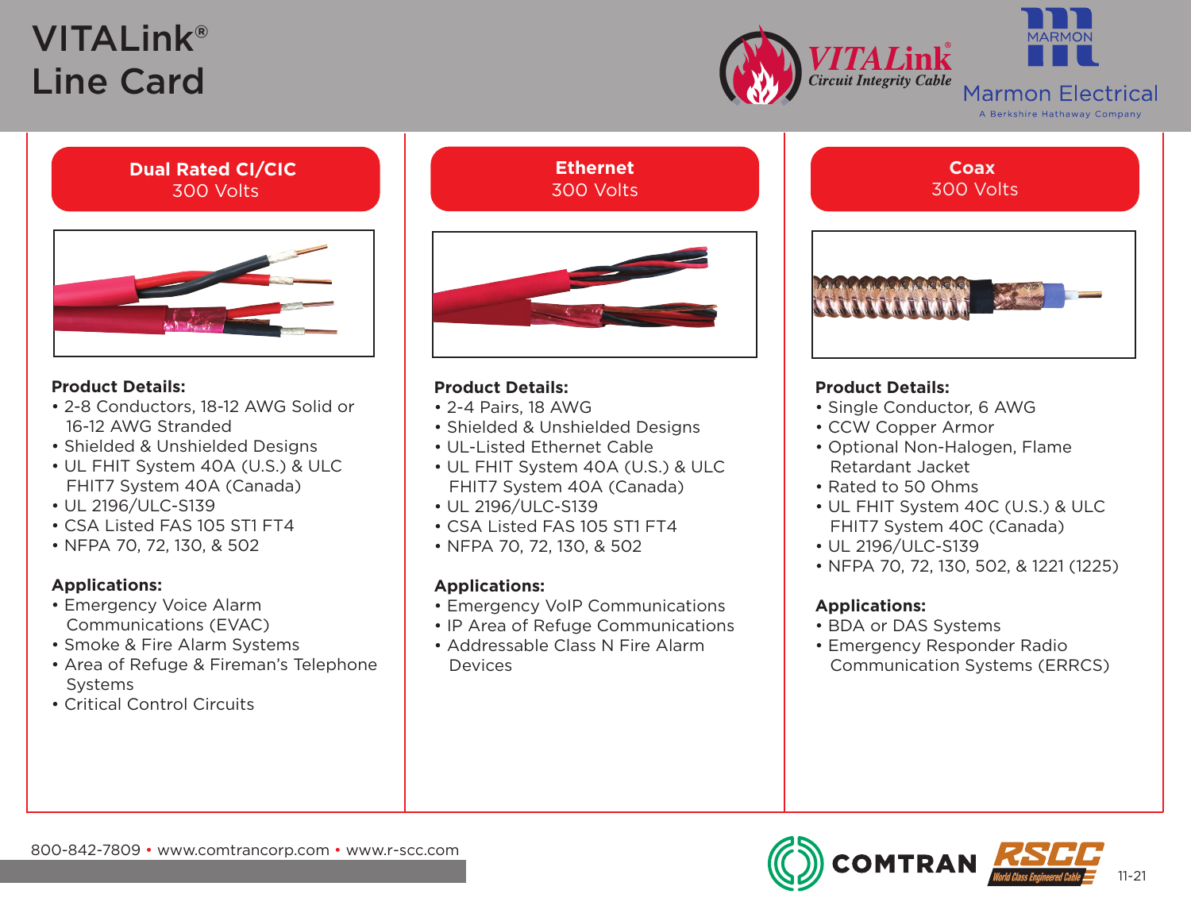# VITALink® Line Card

VITALink® Circuit Integrity Cable

Marmon Electrical
A Berkshire Hathaway Company

## Dual Rated CI/CIC
300 Volts

**Product Details:**
- 2-8 Conductors, 18-12 AWG Solid or 16-12 AWG Stranded
- Shielded & Unshielded Designs
- UL FHIT System 40A (U.S.) & ULC FHIT7 System 40A (Canada)
- UL 2196/ULC-S139
- CSA Listed FAS 105 ST1 FT4
- NFPA 70, 72, 130, & 502

**Applications:**
- Emergency Voice Alarm Communications (EVAC)
- Smoke & Fire Alarm Systems
- Area of Refuge & Fireman's Telephone Systems
- Critical Control Circuits

## Ethernet
300 Volts

**Product Details:**
- 2-4 Pairs, 18 AWG
- Shielded & Unshielded Designs
- UL-Listed Ethernet Cable
- UL FHIT System 40A (U.S.) & ULC FHIT7 System 40A (Canada)
- UL 2196/ULC-S139
- CSA Listed FAS 105 ST1 FT4
- NFPA 70, 72, 130, & 502

**Applications:**
- Emergency VoIP Communications
- IP Area of Refuge Communications
- Addressable Class N Fire Alarm Devices

## Coax
300 Volts

**Product Details:**
- Single Conductor, 6 AWG
- CCW Copper Armor
- Optional Non-Halogen, Flame Retardant Jacket
- Rated to 50 Ohms
- UL FHIT System 40C (U.S.) & ULC FHIT7 System 40C (Canada)
- UL 2196/ULC-S139
- NFPA 70, 72, 130, 502, & 1221 (1225)

**Applications:**
- BDA or DAS Systems
- Emergency Responder Radio Communication Systems (ERRCS)

800-842-7809 • www.comtrancorp.com • www.r-scc.com

COMTRAN RSCC World Class Engineered Cable

11-21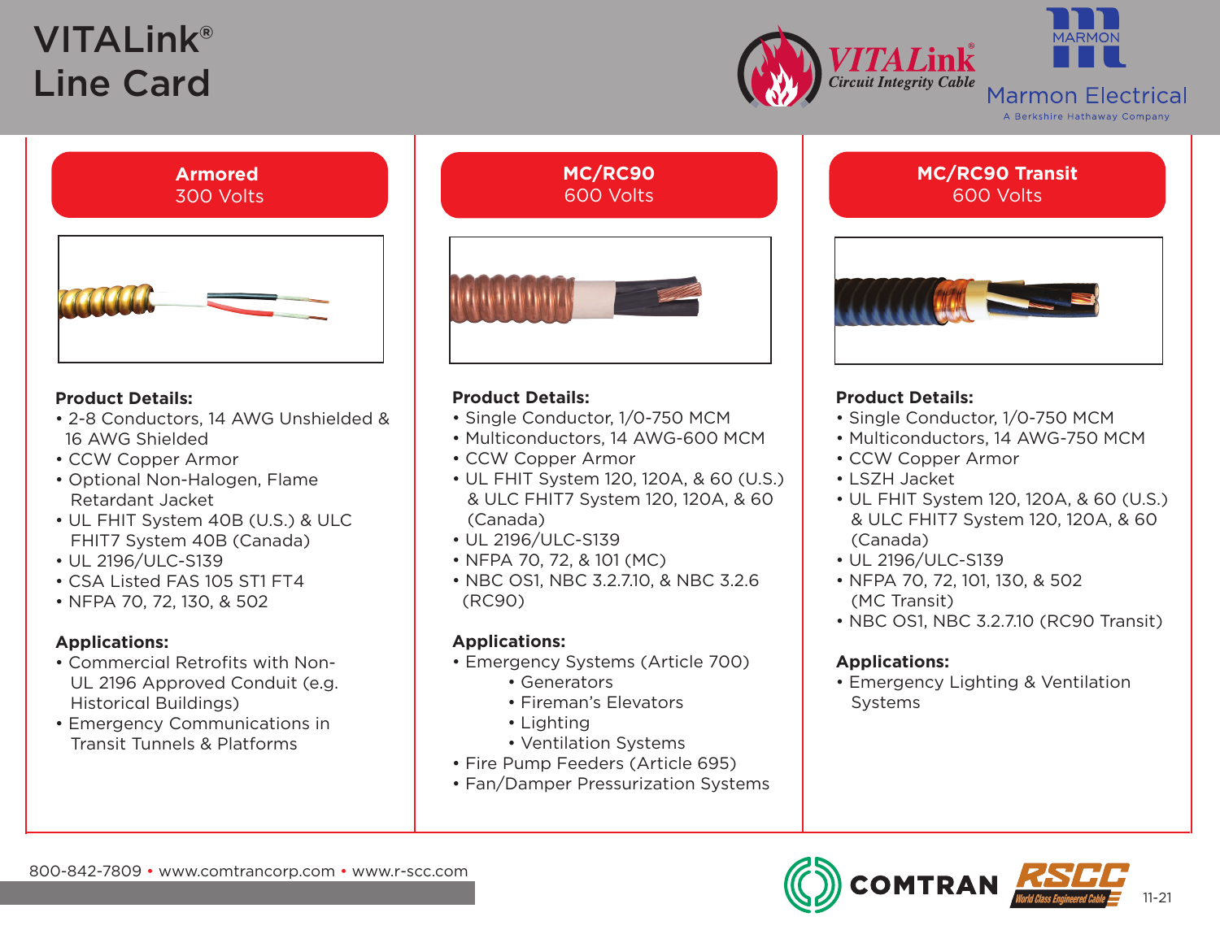# VITALink® Line Card

VITALink® Circuit Integrity Cable

Marmon Electrical
A Berkshire Hathaway Company

## Armored
300 Volts

**Product Details:**
- 2-8 Conductors, 14 AWG Unshielded & 16 AWG Shielded
- CCW Copper Armor
- Optional Non-Halogen, Flame Retardant Jacket
- UL FHIT System 40B (U.S.) & ULC FHIT7 System 40B (Canada)
- UL 2196/ULC-S139
- CSA Listed FAS 105 ST1 FT4
- NFPA 70, 72, 130, & 502

**Applications:**
- Commercial Retrofits with Non-UL 2196 Approved Conduit (e.g. Historical Buildings)
- Emergency Communications in Transit Tunnels & Platforms

## MC/RC90
600 Volts

**Product Details:**
- Single Conductor, 1/0-750 MCM
- Multiconductors, 14 AWG-600 MCM
- CCW Copper Armor
- UL FHIT System 120, 120A, & 60 (U.S.) & ULC FHIT7 System 120, 120A, & 60 (Canada)
- UL 2196/ULC-S139
- NFPA 70, 72, & 101 (MC)
- NBC OS1, NBC 3.2.7.10, & NBC 3.2.6 (RC90)

**Applications:**
- Emergency Systems (Article 700)
  - Generators
  - Fireman's Elevators
  - Lighting
  - Ventilation Systems
- Fire Pump Feeders (Article 695)
- Fan/Damper Pressurization Systems

## MC/RC90 Transit
600 Volts

**Product Details:**
- Single Conductor, 1/0-750 MCM
- Multiconductors, 14 AWG-750 MCM
- CCW Copper Armor
- LSZH Jacket
- UL FHIT System 120, 120A, & 60 (U.S.) & ULC FHIT7 System 120, 120A, & 60 (Canada)
- UL 2196/ULC-S139
- NFPA 70, 72, 101, 130, & 502 (MC Transit)
- NBC OS1, NBC 3.2.7.10 (RC90 Transit)

**Applications:**
- Emergency Lighting & Ventilation Systems

800-842-7809 • www.comtrancorp.com • www.r-scc.com

COMTRAN RSCC World Class Engineered Cable

11-21